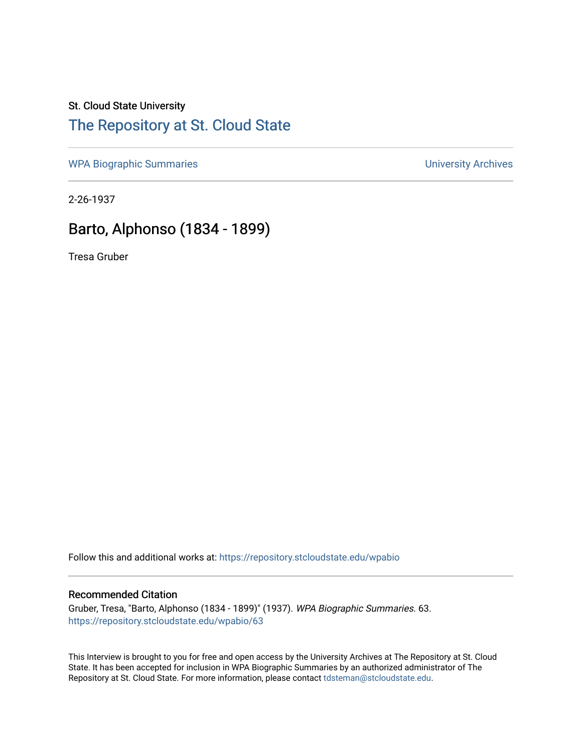St. Cloud State University

# The Repository at St. Cloud State

WPA Biographic Summaries

University Archives

2-26-1937

## Barto, Alphonso (1834 - 1899)

Tresa Gruber

Follow this and additional works at: https://repository.stcloudstate.edu/wpabio

### Recommended Citation

Gruber, Tresa, "Barto, Alphonso (1834 - 1899)" (1937). *WPA Biographic Summaries*. 63.
https://repository.stcloudstate.edu/wpabio/63

This Interview is brought to you for free and open access by the University Archives at The Repository at St. Cloud State. It has been accepted for inclusion in WPA Biographic Summaries by an authorized administrator of The Repository at St. Cloud State. For more information, please contact tdsteman@stcloudstate.edu.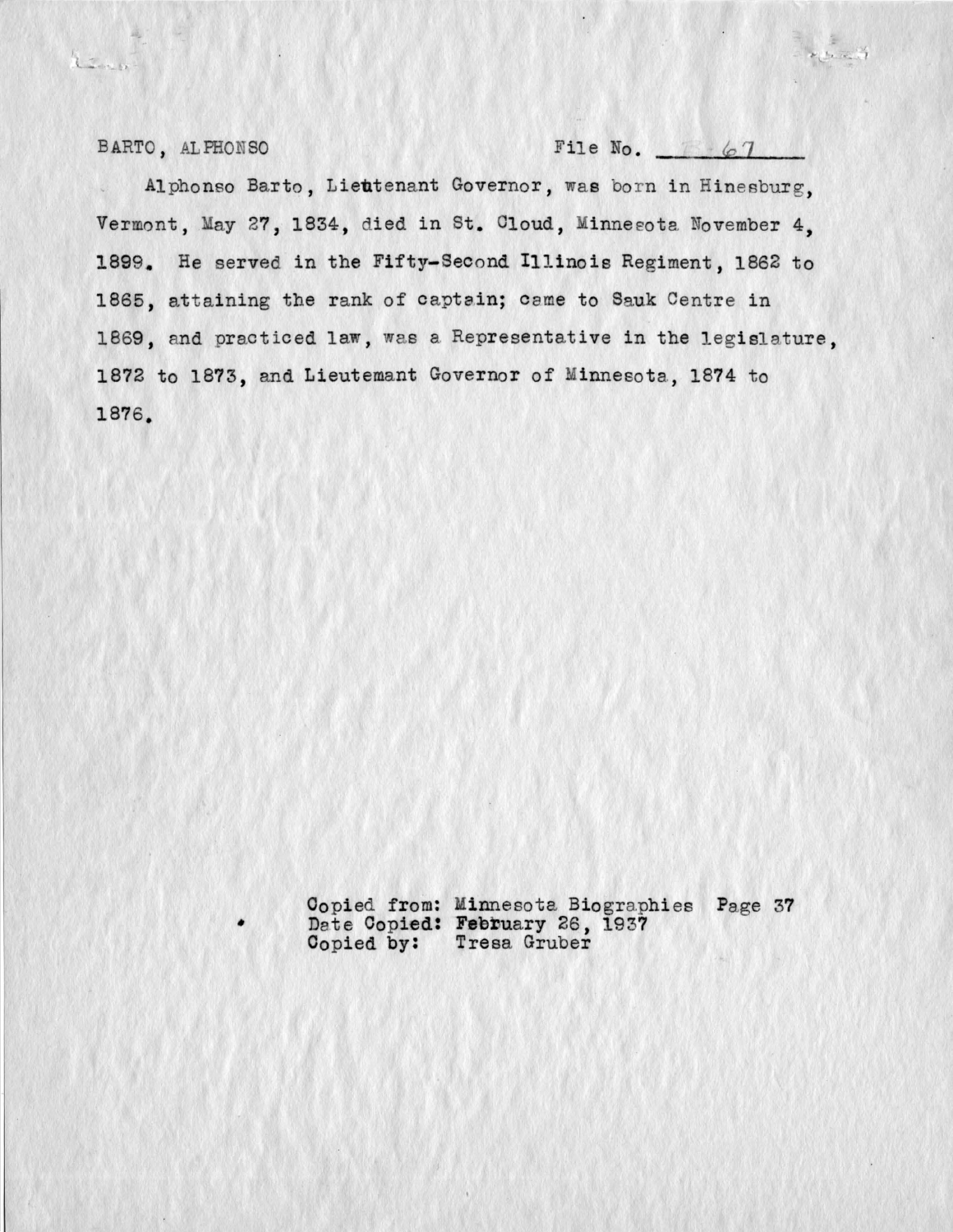BARTO, ALPHONSO File No. B-67

Alphonso Barto, Lieutenant Governor, was born in Hinesburg, Vermont, May 27, 1834, died in St. Cloud, Minnesota November 4, 1899. He served in the Fifty-Second Illinois Regiment, 1862 to 1865, attaining the rank of captain; came to Sauk Centre in 1869, and practiced law, was a Representative in the legislature, 1872 to 1873, and Lieutemant Governor of Minnesota, 1874 to 1876.

Copied from: Minnesota Biographies Page 37
Date Copied: February 26, 1937
Copied by: Tresa Gruber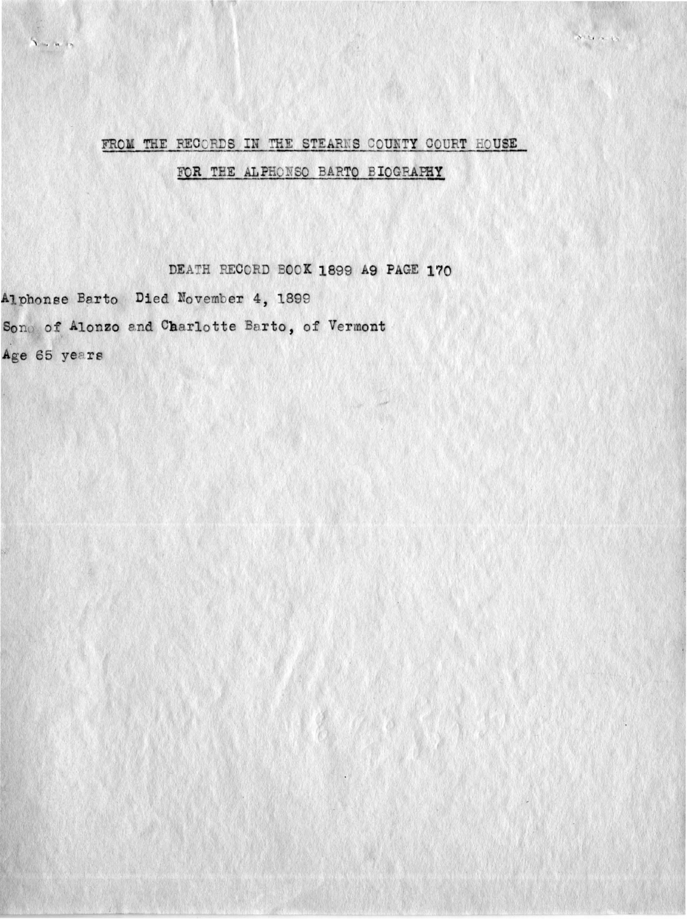FROM THE RECORDS IN THE STEARNS COUNTY COURT HOUSE

FOR THE ALPHONSO BARTO BIOGRAPHY

DEATH RECORD BOOK 1899 A9 PAGE 170

Alphonse Barto Died November 4, 1899

Son of Alonzo and Charlotte Barto, of Vermont

Age 65 years